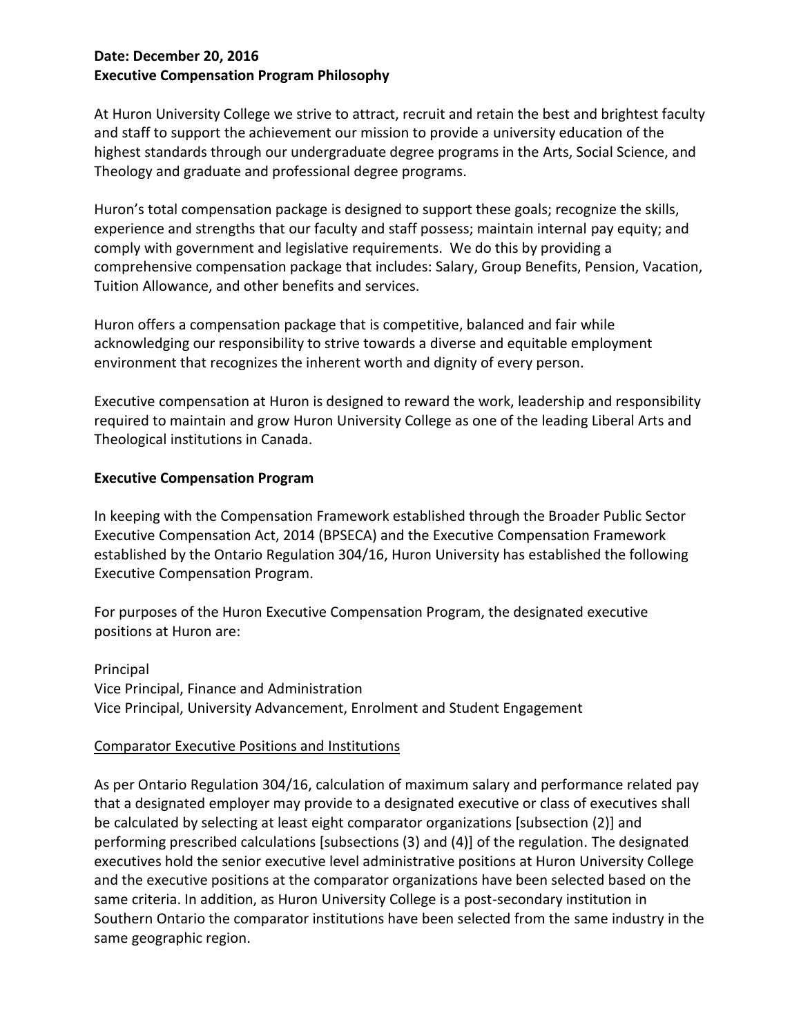**Date: December 20, 2016**
**Executive Compensation Program Philosophy**

At Huron University College we strive to attract, recruit and retain the best and brightest faculty and staff to support the achievement our mission to provide a university education of the highest standards through our undergraduate degree programs in the Arts, Social Science, and Theology and graduate and professional degree programs.

Huron's total compensation package is designed to support these goals; recognize the skills, experience and strengths that our faculty and staff possess; maintain internal pay equity; and comply with government and legislative requirements. We do this by providing a comprehensive compensation package that includes: Salary, Group Benefits, Pension, Vacation, Tuition Allowance, and other benefits and services.

Huron offers a compensation package that is competitive, balanced and fair while acknowledging our responsibility to strive towards a diverse and equitable employment environment that recognizes the inherent worth and dignity of every person.

Executive compensation at Huron is designed to reward the work, leadership and responsibility required to maintain and grow Huron University College as one of the leading Liberal Arts and Theological institutions in Canada.

**Executive Compensation Program**

In keeping with the Compensation Framework established through the Broader Public Sector Executive Compensation Act, 2014 (BPSECA) and the Executive Compensation Framework established by the Ontario Regulation 304/16, Huron University has established the following Executive Compensation Program.

For purposes of the Huron Executive Compensation Program, the designated executive positions at Huron are:

Principal
Vice Principal, Finance and Administration
Vice Principal, University Advancement, Enrolment and Student Engagement

Comparator Executive Positions and Institutions

As per Ontario Regulation 304/16, calculation of maximum salary and performance related pay that a designated employer may provide to a designated executive or class of executives shall be calculated by selecting at least eight comparator organizations [subsection (2)] and performing prescribed calculations [subsections (3) and (4)] of the regulation. The designated executives hold the senior executive level administrative positions at Huron University College and the executive positions at the comparator organizations have been selected based on the same criteria. In addition, as Huron University College is a post-secondary institution in Southern Ontario the comparator institutions have been selected from the same industry in the same geographic region.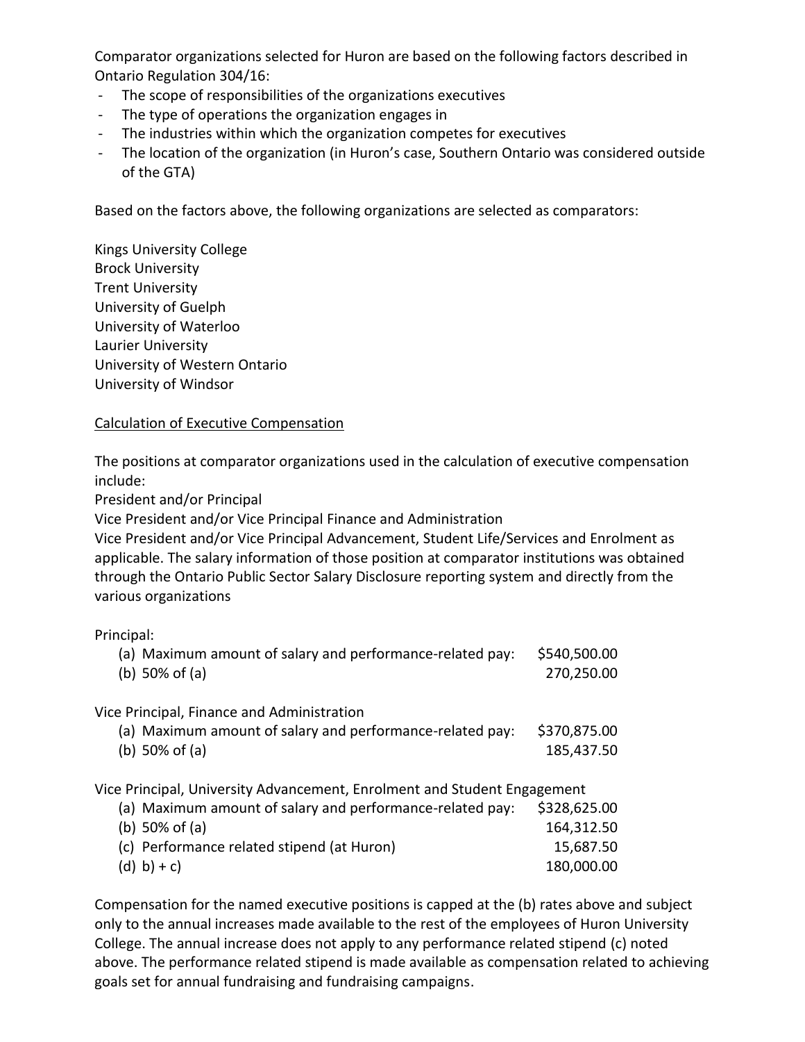Comparator organizations selected for Huron are based on the following factors described in Ontario Regulation 304/16:

- The scope of responsibilities of the organizations executives
- The type of operations the organization engages in
- The industries within which the organization competes for executives
- The location of the organization (in Huron's case, Southern Ontario was considered outside of the GTA)

Based on the factors above, the following organizations are selected as comparators:

Kings University College
Brock University
Trent University
University of Guelph
University of Waterloo
Laurier University
University of Western Ontario
University of Windsor

<u>Calculation of Executive Compensation</u>

The positions at comparator organizations used in the calculation of executive compensation include:
President and/or Principal
Vice President and/or Vice Principal Finance and Administration
Vice President and/or Vice Principal Advancement, Student Life/Services and Enrolment as applicable. The salary information of those position at comparator institutions was obtained through the Ontario Public Sector Salary Disclosure reporting system and directly from the various organizations

Principal:

| | |
|---|---|
| (a) Maximum amount of salary and performance-related pay: | $540,500.00 |
| (b) 50% of (a) | 270,250.00 |

Vice Principal, Finance and Administration

| | |
|---|---|
| (a) Maximum amount of salary and performance-related pay: | $370,875.00 |
| (b) 50% of (a) | 185,437.50 |

Vice Principal, University Advancement, Enrolment and Student Engagement

| | |
|---|---|
| (a) Maximum amount of salary and performance-related pay: | $328,625.00 |
| (b) 50% of (a) | 164,312.50 |
| (c) Performance related stipend (at Huron) | 15,687.50 |
| (d) b) + c) | 180,000.00 |

Compensation for the named executive positions is capped at the (b) rates above and subject only to the annual increases made available to the rest of the employees of Huron University College. The annual increase does not apply to any performance related stipend (c) noted above. The performance related stipend is made available as compensation related to achieving goals set for annual fundraising and fundraising campaigns.